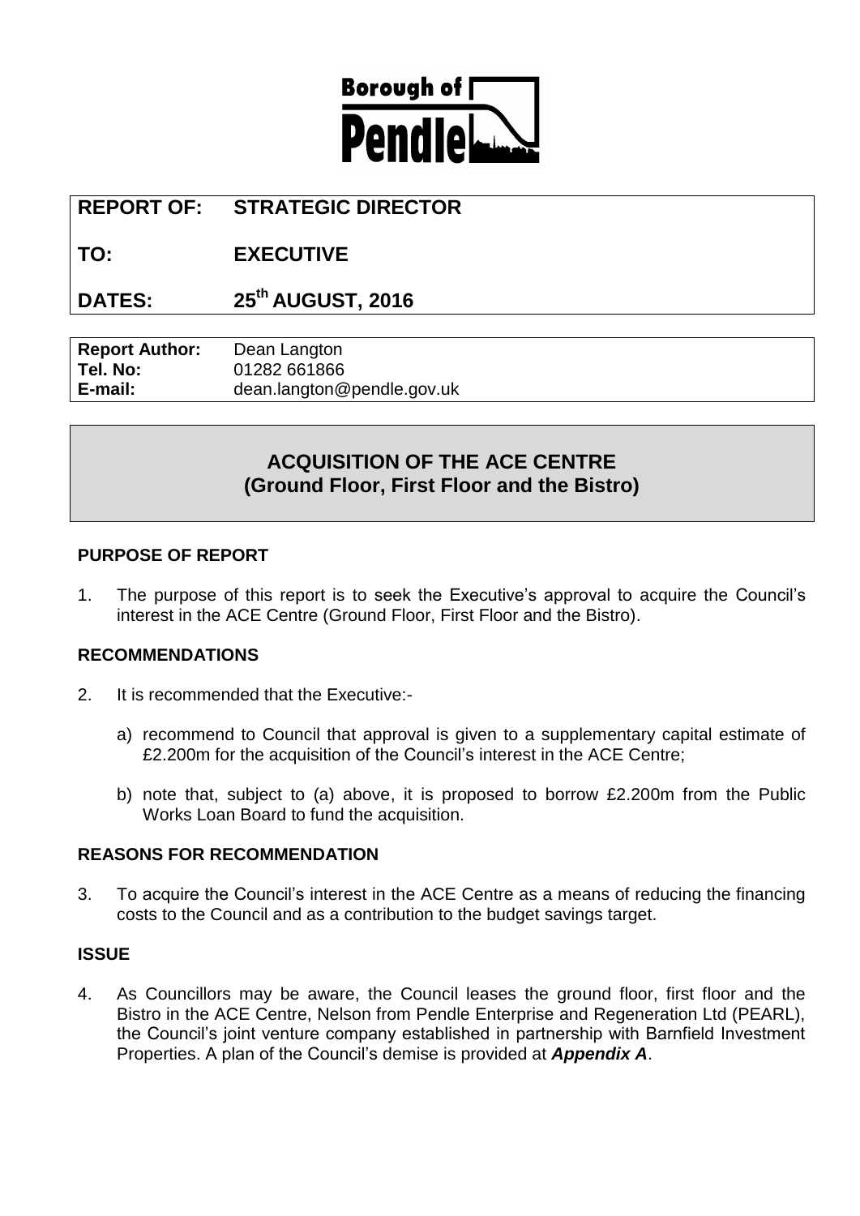Borough of Pendle

| REPORT OF: | STRATEGIC DIRECTOR |
|---|---|
| TO: | EXECUTIVE |
| DATES: | 25th AUGUST, 2016 |

| Report Author: | Dean Langton |
|---|---|
| Tel. No: | 01282 661866 |
| E-mail: | dean.langton@pendle.gov.uk |

# ACQUISITION OF THE ACE CENTRE (Ground Floor, First Floor and the Bistro)

## PURPOSE OF REPORT

1. The purpose of this report is to seek the Executive's approval to acquire the Council's interest in the ACE Centre (Ground Floor, First Floor and the Bistro).

## RECOMMENDATIONS

2. It is recommended that the Executive:-

   a) recommend to Council that approval is given to a supplementary capital estimate of £2.200m for the acquisition of the Council's interest in the ACE Centre;

   b) note that, subject to (a) above, it is proposed to borrow £2.200m from the Public Works Loan Board to fund the acquisition.

## REASONS FOR RECOMMENDATION

3. To acquire the Council's interest in the ACE Centre as a means of reducing the financing costs to the Council and as a contribution to the budget savings target.

## ISSUE

4. As Councillors may be aware, the Council leases the ground floor, first floor and the Bistro in the ACE Centre, Nelson from Pendle Enterprise and Regeneration Ltd (PEARL), the Council's joint venture company established in partnership with Barnfield Investment Properties. A plan of the Council's demise is provided at ***Appendix A***.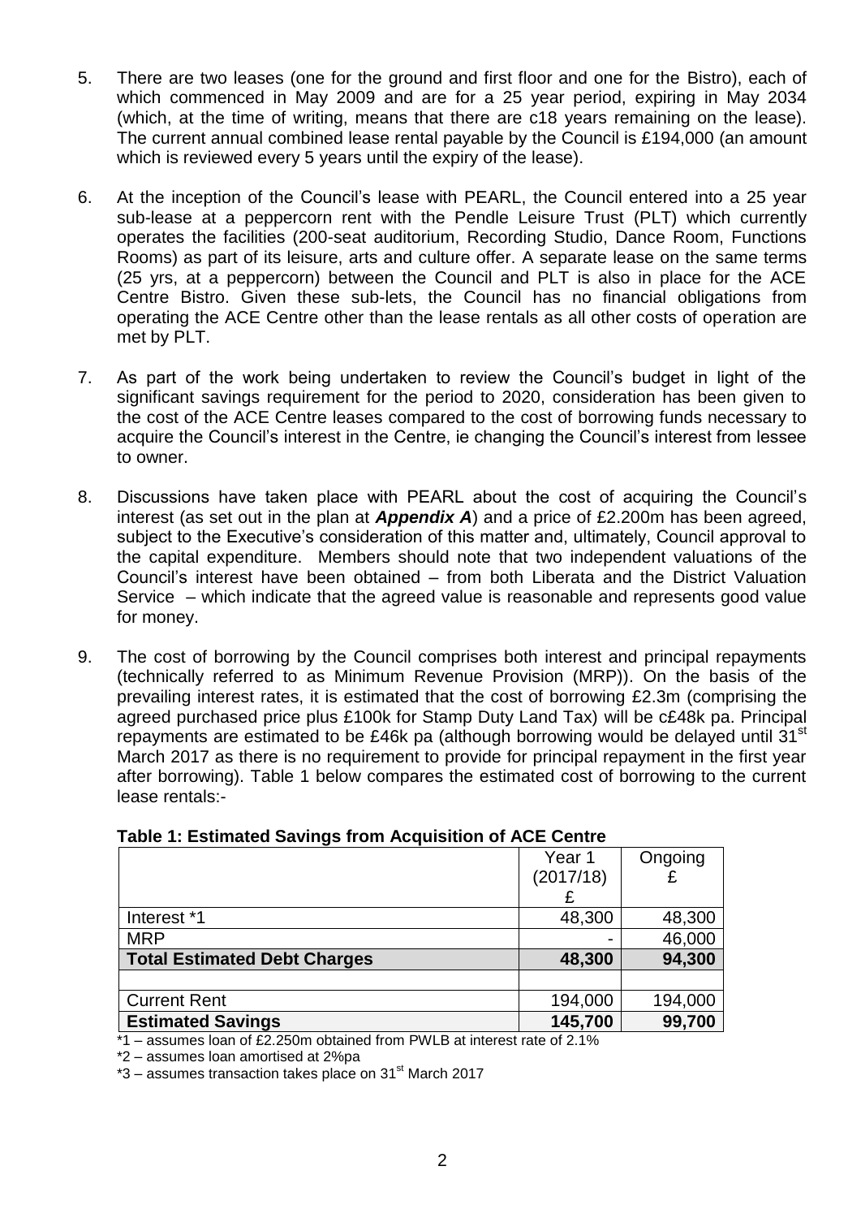5. There are two leases (one for the ground and first floor and one for the Bistro), each of which commenced in May 2009 and are for a 25 year period, expiring in May 2034 (which, at the time of writing, means that there are c18 years remaining on the lease). The current annual combined lease rental payable by the Council is £194,000 (an amount which is reviewed every 5 years until the expiry of the lease).

6. At the inception of the Council's lease with PEARL, the Council entered into a 25 year sub-lease at a peppercorn rent with the Pendle Leisure Trust (PLT) which currently operates the facilities (200-seat auditorium, Recording Studio, Dance Room, Functions Rooms) as part of its leisure, arts and culture offer. A separate lease on the same terms (25 yrs, at a peppercorn) between the Council and PLT is also in place for the ACE Centre Bistro. Given these sub-lets, the Council has no financial obligations from operating the ACE Centre other than the lease rentals as all other costs of operation are met by PLT.

7. As part of the work being undertaken to review the Council's budget in light of the significant savings requirement for the period to 2020, consideration has been given to the cost of the ACE Centre leases compared to the cost of borrowing funds necessary to acquire the Council's interest in the Centre, ie changing the Council's interest from lessee to owner.

8. Discussions have taken place with PEARL about the cost of acquiring the Council's interest (as set out in the plan at ***Appendix A***) and a price of £2.200m has been agreed, subject to the Executive's consideration of this matter and, ultimately, Council approval to the capital expenditure. Members should note that two independent valuations of the Council's interest have been obtained – from both Liberata and the District Valuation Service – which indicate that the agreed value is reasonable and represents good value for money.

9. The cost of borrowing by the Council comprises both interest and principal repayments (technically referred to as Minimum Revenue Provision (MRP)). On the basis of the prevailing interest rates, it is estimated that the cost of borrowing £2.3m (comprising the agreed purchased price plus £100k for Stamp Duty Land Tax) will be c£48k pa. Principal repayments are estimated to be £46k pa (although borrowing would be delayed until 31st March 2017 as there is no requirement to provide for principal repayment in the first year after borrowing). Table 1 below compares the estimated cost of borrowing to the current lease rentals:-

**Table 1: Estimated Savings from Acquisition of ACE Centre**

| | Year 1 (2017/18) £ | Ongoing £ |
|---|---|---|
| Interest *1 | 48,300 | 48,300 |
| MRP | - | 46,000 |
| **Total Estimated Debt Charges** | **48,300** | **94,300** |
| | | |
| Current Rent | 194,000 | 194,000 |
| **Estimated Savings** | **145,700** | **99,700** |

*1 – assumes loan of £2.250m obtained from PWLB at interest rate of 2.1%

*2 – assumes loan amortised at 2%pa

*3 – assumes transaction takes place on 31st March 2017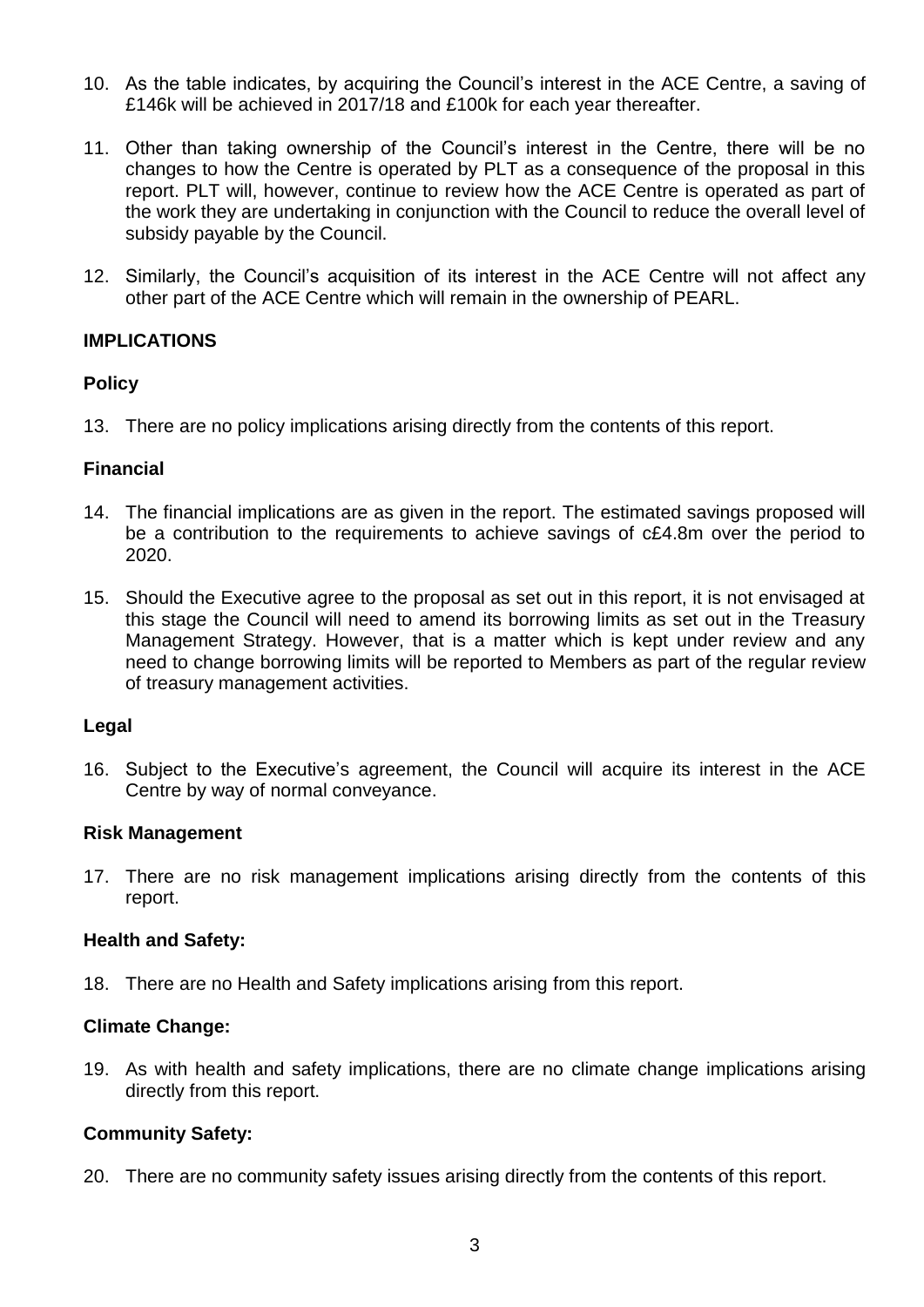10. As the table indicates, by acquiring the Council's interest in the ACE Centre, a saving of £146k will be achieved in 2017/18 and £100k for each year thereafter.

11. Other than taking ownership of the Council's interest in the Centre, there will be no changes to how the Centre is operated by PLT as a consequence of the proposal in this report. PLT will, however, continue to review how the ACE Centre is operated as part of the work they are undertaking in conjunction with the Council to reduce the overall level of subsidy payable by the Council.

12. Similarly, the Council's acquisition of its interest in the ACE Centre will not affect any other part of the ACE Centre which will remain in the ownership of PEARL.

## IMPLICATIONS

### Policy

13. There are no policy implications arising directly from the contents of this report.

### Financial

14. The financial implications are as given in the report. The estimated savings proposed will be a contribution to the requirements to achieve savings of c£4.8m over the period to 2020.

15. Should the Executive agree to the proposal as set out in this report, it is not envisaged at this stage the Council will need to amend its borrowing limits as set out in the Treasury Management Strategy. However, that is a matter which is kept under review and any need to change borrowing limits will be reported to Members as part of the regular review of treasury management activities.

### Legal

16. Subject to the Executive's agreement, the Council will acquire its interest in the ACE Centre by way of normal conveyance.

### Risk Management

17. There are no risk management implications arising directly from the contents of this report.

### Health and Safety:

18. There are no Health and Safety implications arising from this report.

### Climate Change:

19. As with health and safety implications, there are no climate change implications arising directly from this report.

### Community Safety:

20. There are no community safety issues arising directly from the contents of this report.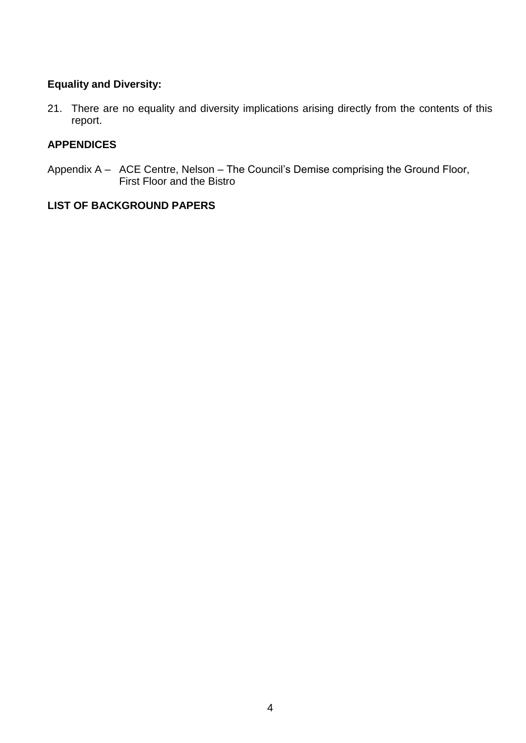**Equality and Diversity:**

21. There are no equality and diversity implications arising directly from the contents of this report.

**APPENDICES**

Appendix A – ACE Centre, Nelson – The Council's Demise comprising the Ground Floor, First Floor and the Bistro

**LIST OF BACKGROUND PAPERS**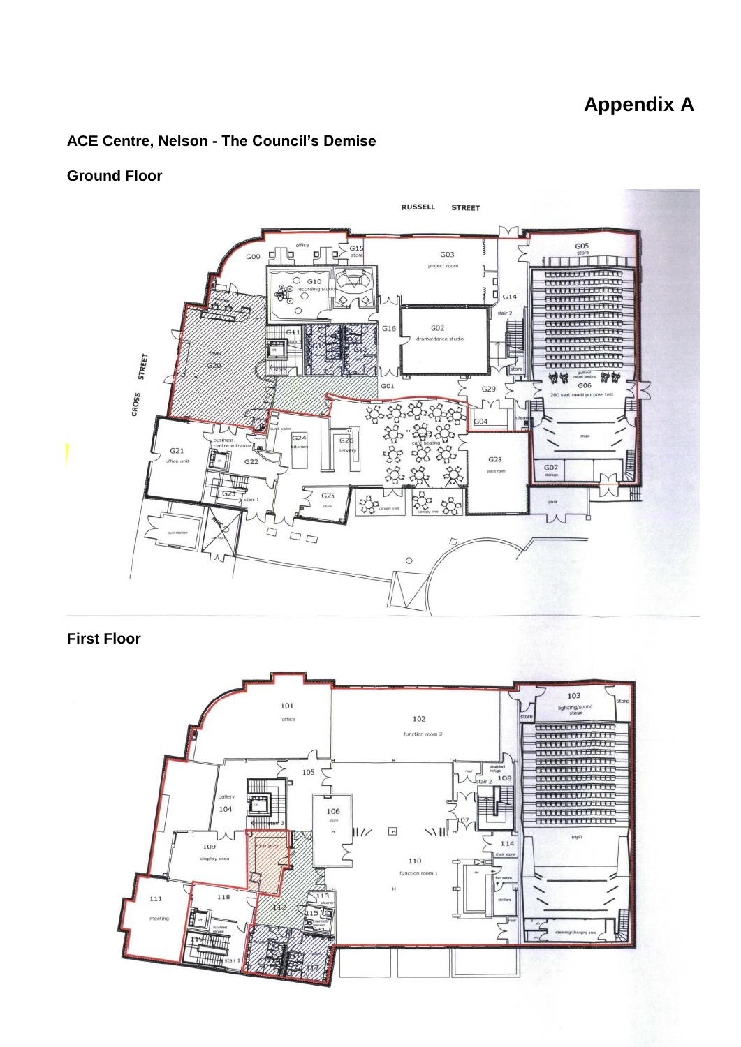# Appendix A

## ACE Centre, Nelson - The Council's Demise

### Ground Floor

### First Floor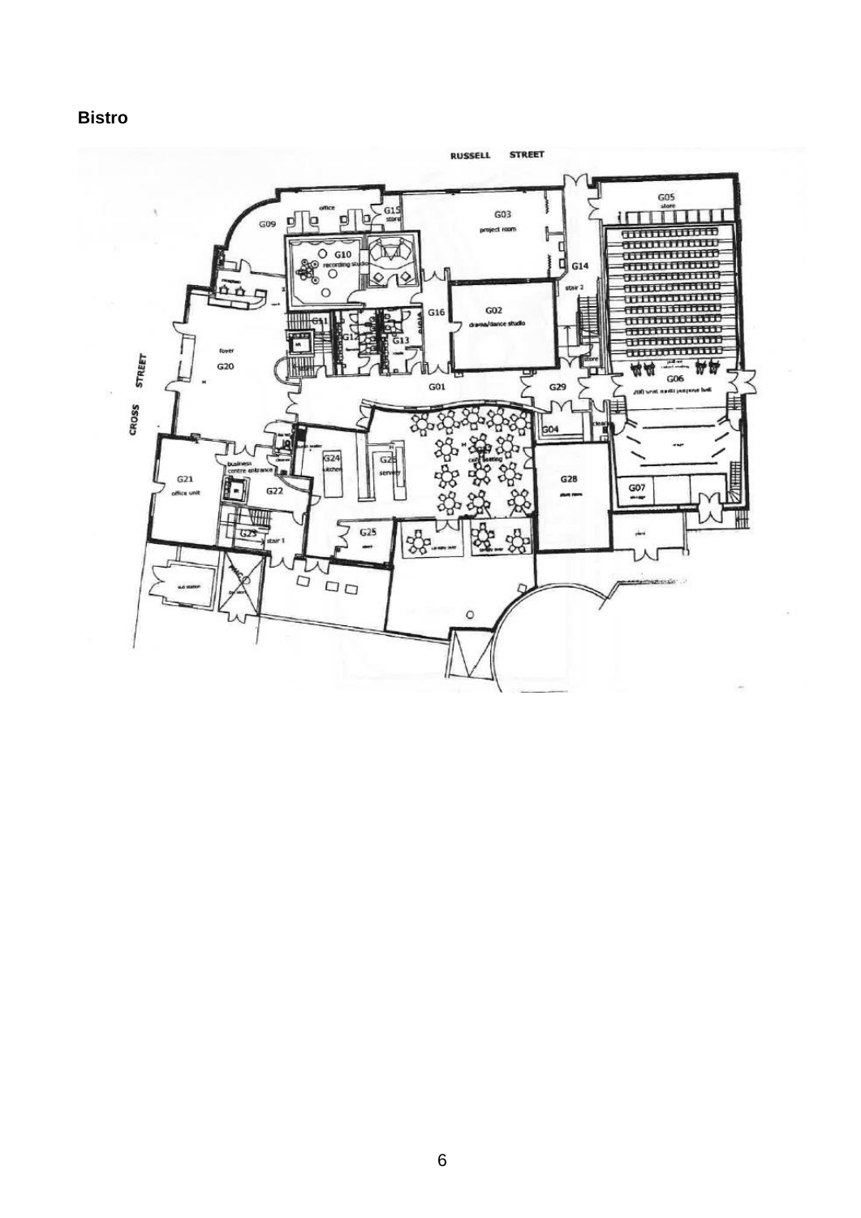**Bistro**

RUSSELL STREET

CROSS STREET

G05 store

G09 office

G15 store

G03 project room

G10 recording studio

G14

stair 2

G16

G02 drama/dance studio

G11

G12

G13

foyer G20

G01

G29

store

G06 200 seat multi purpose hall

G04

cleaner

G21 office unit

business centre entrance

G22

G24 kitchen

G26 servery

cafe seating

G28

G07

G23

stair 1

G25